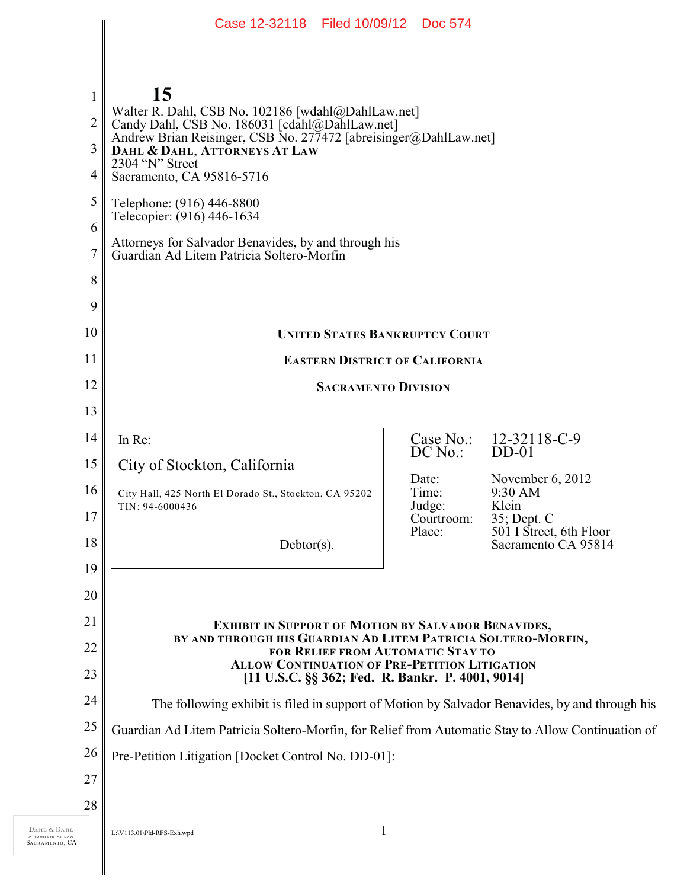15

Walter R. Dahl, CSB No. 102186 [wdahl@DahlLaw.net]
Candy Dahl, CSB No. 186031 [cdahl@DahlLaw.net]
Andrew Brian Reisinger, CSB No. 277472 [abreisinger@DahlLaw.net]
**DAHL & DAHL, ATTORNEYS AT LAW**
2304 "N" Street
Sacramento, CA 95816-5716

Telephone: (916) 446-8800
Telecopier: (916) 446-1634

Attorneys for Salvador Benavides, by and through his
Guardian Ad Litem Patricia Soltero-Morfin

**UNITED STATES BANKRUPTCY COURT**

**EASTERN DISTRICT OF CALIFORNIA**

**SACRAMENTO DIVISION**

| In Re: City of Stockton, California<br>City Hall, 425 North El Dorado St., Stockton, CA 95202<br>TIN: 94-6000436<br>Debtor(s). | Case No.: 12-32118-C-9<br>DC No.: DD-01<br>Date: November 6, 2012<br>Time: 9:30 AM<br>Judge: Klein<br>Courtroom: 35; Dept. C<br>Place: 501 I Street, 6th Floor, Sacramento CA 95814 |
|---|---|

**EXHIBIT IN SUPPORT OF MOTION BY SALVADOR BENAVIDES, BY AND THROUGH HIS GUARDIAN AD LITEM PATRICIA SOLTERO-MORFIN, FOR RELIEF FROM AUTOMATIC STAY TO ALLOW CONTINUATION OF PRE-PETITION LITIGATION [11 U.S.C. §§ 362; Fed. R. Bankr. P. 4001, 9014]**

The following exhibit is filed in support of Motion by Salvador Benavides, by and through his Guardian Ad Litem Patricia Soltero-Morfin, for Relief from Automatic Stay to Allow Continuation of Pre-Petition Litigation [Docket Control No. DD-01]:

L:\V113.01\Pld-RFS-Exh.wpd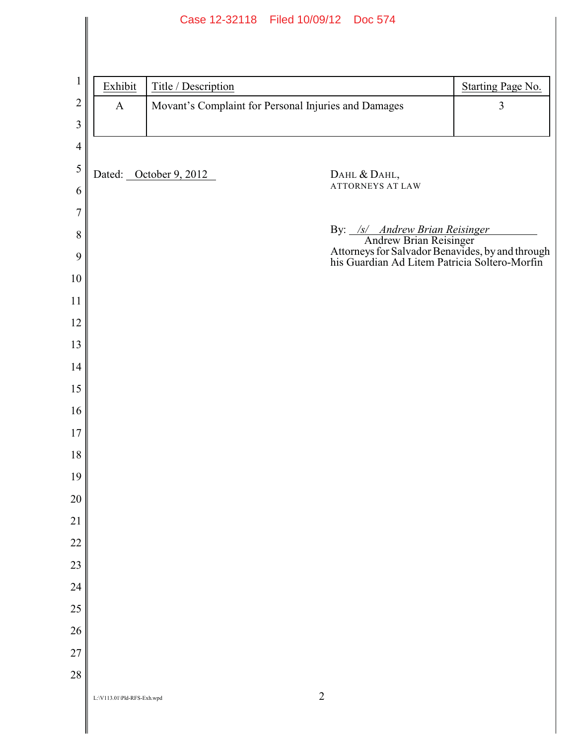| Exhibit | Title / Description | Starting Page No. |
| --- | --- | --- |
| A | Movant's Complaint for Personal Injuries and Damages | 3 |

Dated: October 9, 2012

DAHL & DAHL,
ATTORNEYS AT LAW

By: /s/ Andrew Brian Reisinger
Andrew Brian Reisinger
Attorneys for Salvador Benavides, by and through his Guardian Ad Litem Patricia Soltero-Morfin

L:\V113.01\Pld-RFS-Exh.wpd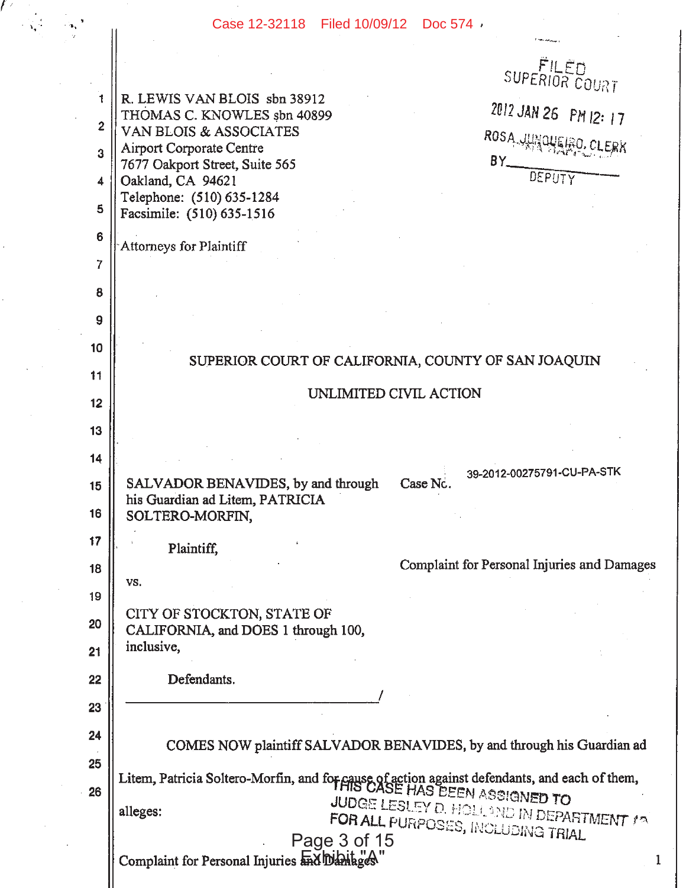R. LEWIS VAN BLOIS sbn 38912
THOMAS C. KNOWLES sbn 40899
VAN BLOIS & ASSOCIATES
Airport Corporate Centre
7677 Oakport Street, Suite 565
Oakland, CA 94621
Telephone: (510) 635-1284
Facsimile: (510) 635-1516

Attorneys for Plaintiff

FILED
SUPERIOR COURT
2012 JAN 26 PM 12: 17
ROSA JUNQUEIRO, CLERK
BY ______
DEPUTY

SUPERIOR COURT OF CALIFORNIA, COUNTY OF SAN JOAQUIN

UNLIMITED CIVIL ACTION

SALVADOR BENAVIDES, by and through his Guardian ad Litem, PATRICIA SOLTERO-MORFIN,

Plaintiff,

vs.

CITY OF STOCKTON, STATE OF CALIFORNIA, and DOES 1 through 100, inclusive,

Defendants.

Case No. 39-2012-00275791-CU-PA-STK

Complaint for Personal Injuries and Damages

COMES NOW plaintiff SALVADOR BENAVIDES, by and through his Guardian ad Litem, Patricia Soltero-Morfin, and for cause of action against defendants, and each of them, alleges:

THIS CASE HAS BEEN ASSIGNED TO JUDGE LESLEY D. HOLLAND IN DEPARTMENT 10 FOR ALL PURPOSES, INCLUDING TRIAL

Exhibit "A"

Complaint for Personal Injuries and Damages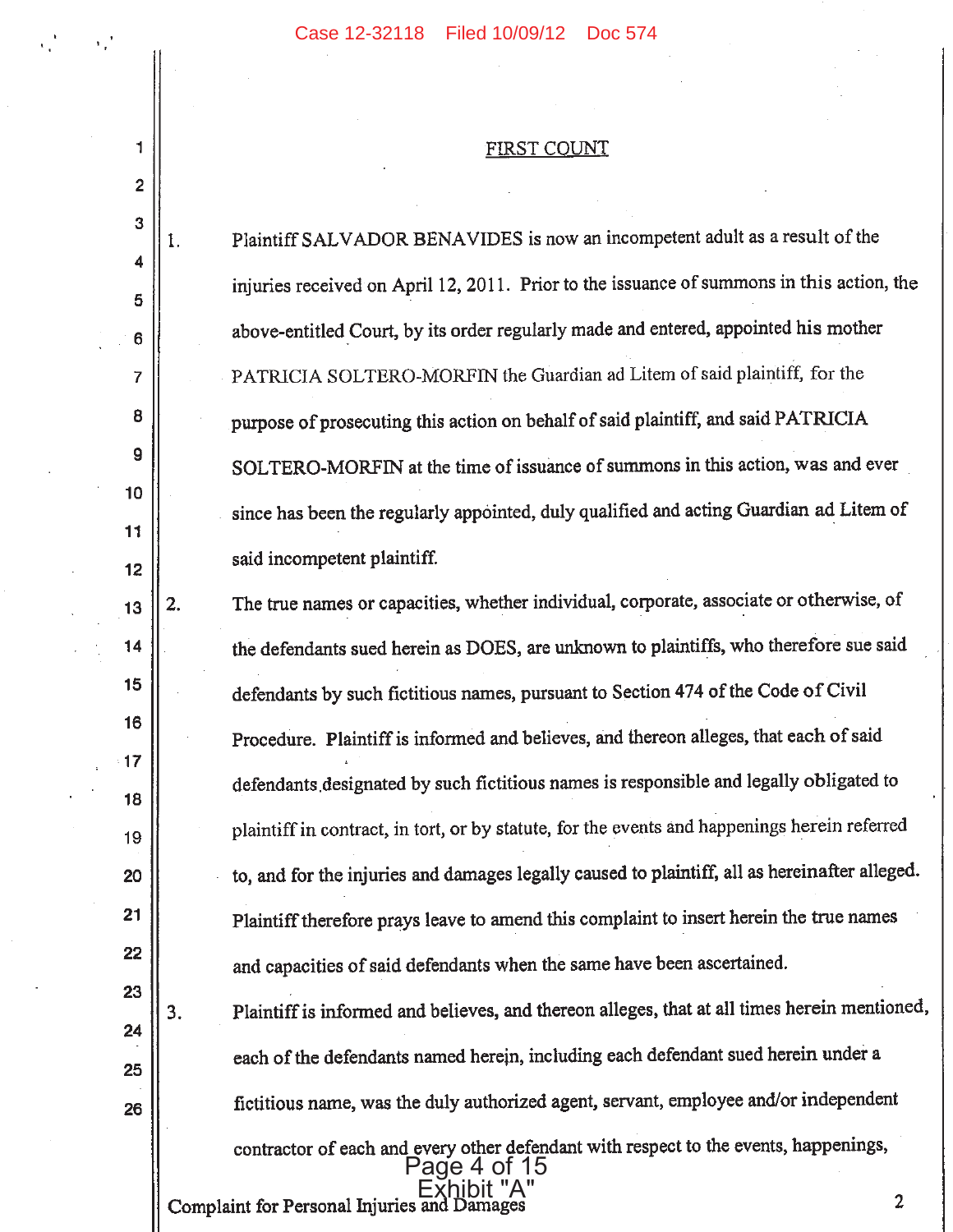## FIRST COUNT

1. Plaintiff SALVADOR BENAVIDES is now an incompetent adult as a result of the injuries received on April 12, 2011. Prior to the issuance of summons in this action, the above-entitled Court, by its order regularly made and entered, appointed his mother PATRICIA SOLTERO-MORFIN the Guardian ad Litem of said plaintiff, for the purpose of prosecuting this action on behalf of said plaintiff, and said PATRICIA SOLTERO-MORFIN at the time of issuance of summons in this action, was and ever since has been the regularly appointed, duly qualified and acting Guardian ad Litem of said incompetent plaintiff.

2. The true names or capacities, whether individual, corporate, associate or otherwise, of the defendants sued herein as DOES, are unknown to plaintiffs, who therefore sue said defendants by such fictitious names, pursuant to Section 474 of the Code of Civil Procedure. Plaintiff is informed and believes, and thereon alleges, that each of said defendants designated by such fictitious names is responsible and legally obligated to plaintiff in contract, in tort, or by statute, for the events and happenings herein referred to, and for the injuries and damages legally caused to plaintiff, all as hereinafter alleged. Plaintiff therefore prays leave to amend this complaint to insert herein the true names and capacities of said defendants when the same have been ascertained.

3. Plaintiff is informed and believes, and thereon alleges, that at all times herein mentioned, each of the defendants named herein, including each defendant sued herein under a fictitious name, was the duly authorized agent, servant, employee and/or independent contractor of each and every other defendant with respect to the events, happenings,

Exhibit "A"

Complaint for Personal Injuries and Damages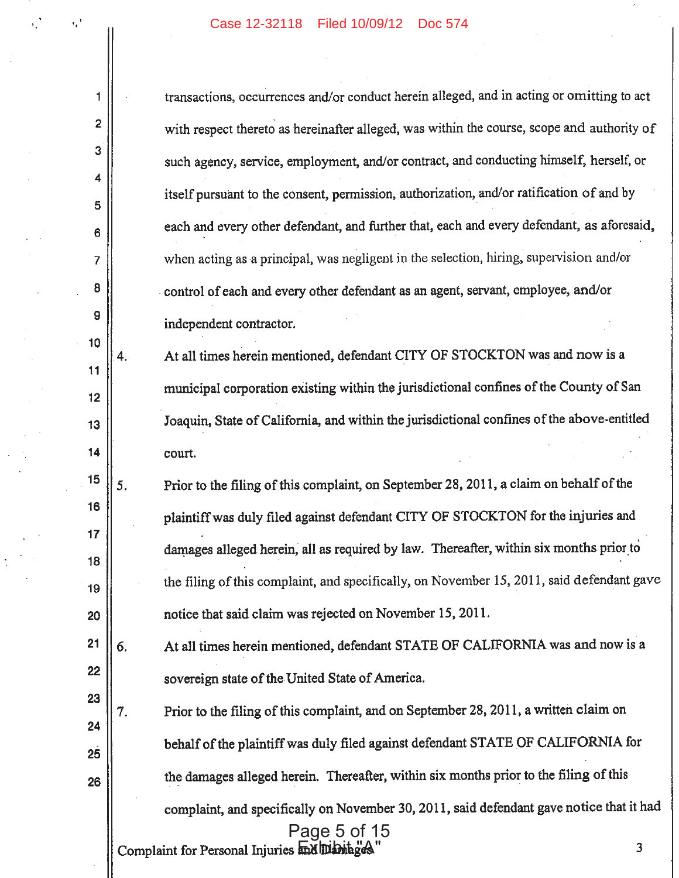transactions, occurrences and/or conduct herein alleged, and in acting or omitting to act with respect thereto as hereinafter alleged, was within the course, scope and authority of such agency, service, employment, and/or contract, and conducting himself, herself, or itself pursuant to the consent, permission, authorization, and/or ratification of and by each and every other defendant, and further that, each and every defendant, as aforesaid, when acting as a principal, was negligent in the selection, hiring, supervision and/or control of each and every other defendant as an agent, servant, employee, and/or independent contractor.

4. At all times herein mentioned, defendant CITY OF STOCKTON was and now is a municipal corporation existing within the jurisdictional confines of the County of San Joaquin, State of California, and within the jurisdictional confines of the above-entitled court.

5. Prior to the filing of this complaint, on September 28, 2011, a claim on behalf of the plaintiff was duly filed against defendant CITY OF STOCKTON for the injuries and damages alleged herein, all as required by law. Thereafter, within six months prior to the filing of this complaint, and specifically, on November 15, 2011, said defendant gave notice that said claim was rejected on November 15, 2011.

6. At all times herein mentioned, defendant STATE OF CALIFORNIA was and now is a sovereign state of the United State of America.

7. Prior to the filing of this complaint, and on September 28, 2011, a written claim on behalf of the plaintiff was duly filed against defendant STATE OF CALIFORNIA for the damages alleged herein. Thereafter, within six months prior to the filing of this complaint, and specifically on November 30, 2011, said defendant gave notice that it had

Exhibit "A"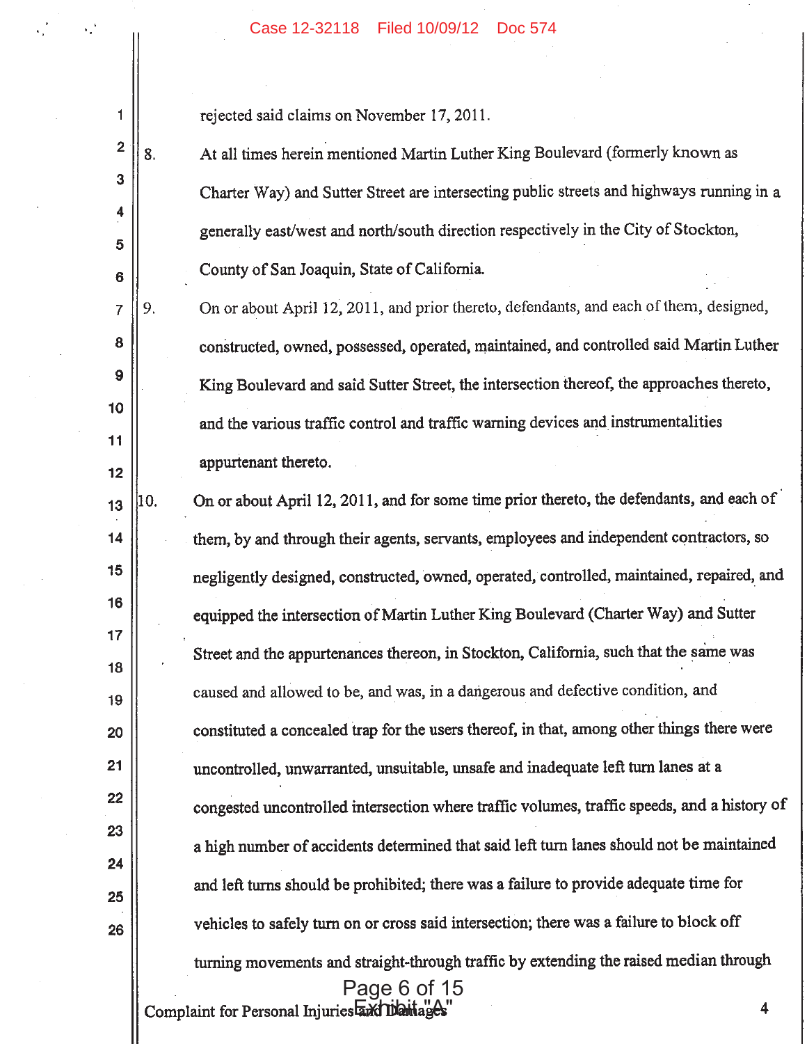rejected said claims on November 17, 2011.

8. At all times herein mentioned Martin Luther King Boulevard (formerly known as Charter Way) and Sutter Street are intersecting public streets and highways running in a generally east/west and north/south direction respectively in the City of Stockton, County of San Joaquin, State of California.

9. On or about April 12, 2011, and prior thereto, defendants, and each of them, designed, constructed, owned, possessed, operated, maintained, and controlled said Martin Luther King Boulevard and said Sutter Street, the intersection thereof, the approaches thereto, and the various traffic control and traffic warning devices and instrumentalities appurtenant thereto.

10. On or about April 12, 2011, and for some time prior thereto, the defendants, and each of them, by and through their agents, servants, employees and independent contractors, so negligently designed, constructed, owned, operated, controlled, maintained, repaired, and equipped the intersection of Martin Luther King Boulevard (Charter Way) and Sutter Street and the appurtenances thereon, in Stockton, California, such that the same was caused and allowed to be, and was, in a dangerous and defective condition, and constituted a concealed trap for the users thereof, in that, among other things there were uncontrolled, unwarranted, unsuitable, unsafe and inadequate left turn lanes at a congested uncontrolled intersection where traffic volumes, traffic speeds, and a history of a high number of accidents determined that said left turn lanes should not be maintained and left turns should be prohibited; there was a failure to provide adequate time for vehicles to safely turn on or cross said intersection; there was a failure to block off turning movements and straight-through traffic by extending the raised median through

Complaint for Personal Injuries and Damages

Exhibit "A"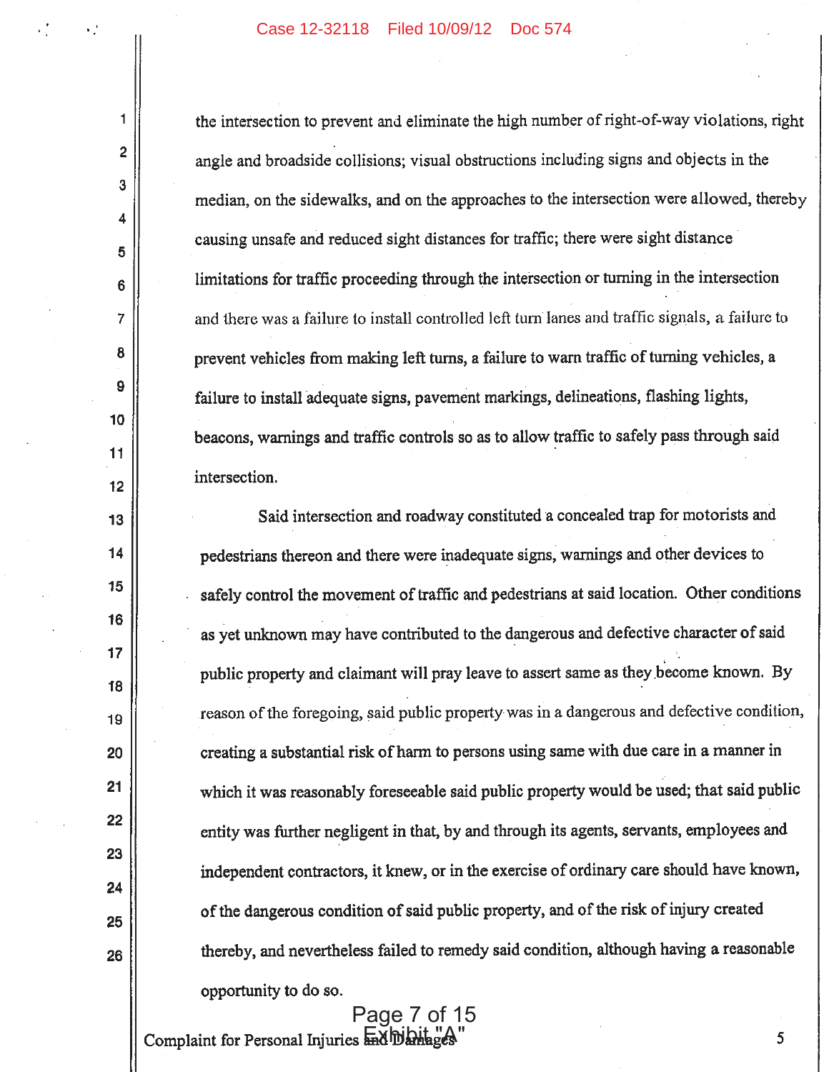the intersection to prevent and eliminate the high number of right-of-way violations, right angle and broadside collisions; visual obstructions including signs and objects in the median, on the sidewalks, and on the approaches to the intersection were allowed, thereby causing unsafe and reduced sight distances for traffic; there were sight distance limitations for traffic proceeding through the intersection or turning in the intersection and there was a failure to install controlled left turn lanes and traffic signals, a failure to prevent vehicles from making left turns, a failure to warn traffic of turning vehicles, a failure to install adequate signs, pavement markings, delineations, flashing lights, beacons, warnings and traffic controls so as to allow traffic to safely pass through said intersection.

Said intersection and roadway constituted a concealed trap for motorists and pedestrians thereon and there were inadequate signs, warnings and other devices to safely control the movement of traffic and pedestrians at said location. Other conditions as yet unknown may have contributed to the dangerous and defective character of said public property and claimant will pray leave to assert same as they become known. By reason of the foregoing, said public property was in a dangerous and defective condition, creating a substantial risk of harm to persons using same with due care in a manner in which it was reasonably foreseeable said public property would be used; that said public entity was further negligent in that, by and through its agents, servants, employees and independent contractors, it knew, or in the exercise of ordinary care should have known, of the dangerous condition of said public property, and of the risk of injury created thereby, and nevertheless failed to remedy said condition, although having a reasonable opportunity to do so.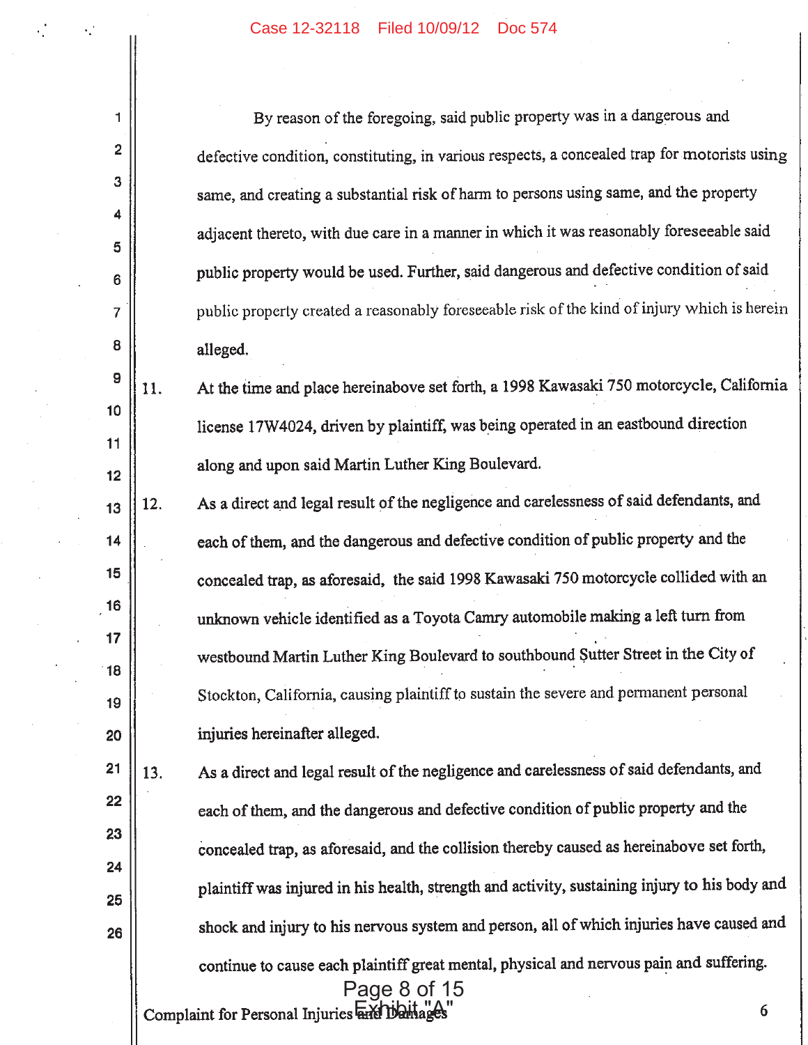By reason of the foregoing, said public property was in a dangerous and defective condition, constituting, in various respects, a concealed trap for motorists using same, and creating a substantial risk of harm to persons using same, and the property adjacent thereto, with due care in a manner in which it was reasonably foreseeable said public property would be used. Further, said dangerous and defective condition of said public property created a reasonably foreseeable risk of the kind of injury which is herein alleged.

11. At the time and place hereinabove set forth, a 1998 Kawasaki 750 motorcycle, California license 17W4024, driven by plaintiff, was being operated in an eastbound direction along and upon said Martin Luther King Boulevard.

12. As a direct and legal result of the negligence and carelessness of said defendants, and each of them, and the dangerous and defective condition of public property and the concealed trap, as aforesaid, the said 1998 Kawasaki 750 motorcycle collided with an unknown vehicle identified as a Toyota Camry automobile making a left turn from westbound Martin Luther King Boulevard to southbound Sutter Street in the City of Stockton, California, causing plaintiff to sustain the severe and permanent personal injuries hereinafter alleged.

13. As a direct and legal result of the negligence and carelessness of said defendants, and each of them, and the dangerous and defective condition of public property and the concealed trap, as aforesaid, and the collision thereby caused as hereinabove set forth, plaintiff was injured in his health, strength and activity, sustaining injury to his body and shock and injury to his nervous system and person, all of which injuries have caused and continue to cause each plaintiff great mental, physical and nervous pain and suffering.

Exhibit "A"

Complaint for Personal Injuries and Damages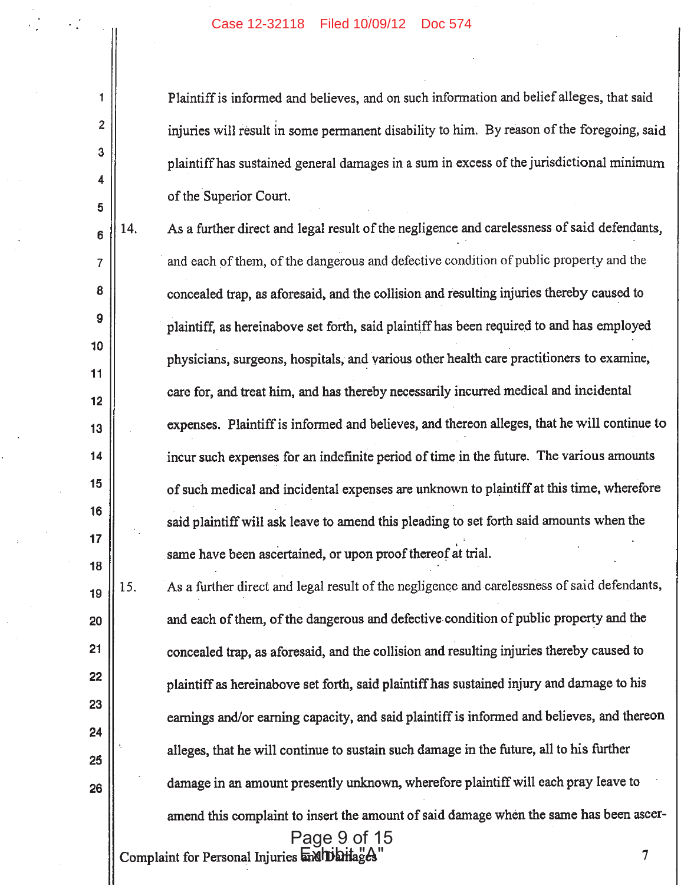Plaintiff is informed and believes, and on such information and belief alleges, that said injuries will result in some permanent disability to him. By reason of the foregoing, said plaintiff has sustained general damages in a sum in excess of the jurisdictional minimum of the Superior Court.

14. As a further direct and legal result of the negligence and carelessness of said defendants, and each of them, of the dangerous and defective condition of public property and the concealed trap, as aforesaid, and the collision and resulting injuries thereby caused to plaintiff, as hereinabove set forth, said plaintiff has been required to and has employed physicians, surgeons, hospitals, and various other health care practitioners to examine, care for, and treat him, and has thereby necessarily incurred medical and incidental expenses. Plaintiff is informed and believes, and thereon alleges, that he will continue to incur such expenses for an indefinite period of time in the future. The various amounts of such medical and incidental expenses are unknown to plaintiff at this time, wherefore said plaintiff will ask leave to amend this pleading to set forth said amounts when the same have been ascertained, or upon proof thereof at trial.

15. As a further direct and legal result of the negligence and carelessness of said defendants, and each of them, of the dangerous and defective condition of public property and the concealed trap, as aforesaid, and the collision and resulting injuries thereby caused to plaintiff as hereinabove set forth, said plaintiff has sustained injury and damage to his earnings and/or earning capacity, and said plaintiff is informed and believes, and thereon alleges, that he will continue to sustain such damage in the future, all to his further damage in an amount presently unknown, wherefore plaintiff will each pray leave to amend this complaint to insert the amount of said damage when the same has been ascer-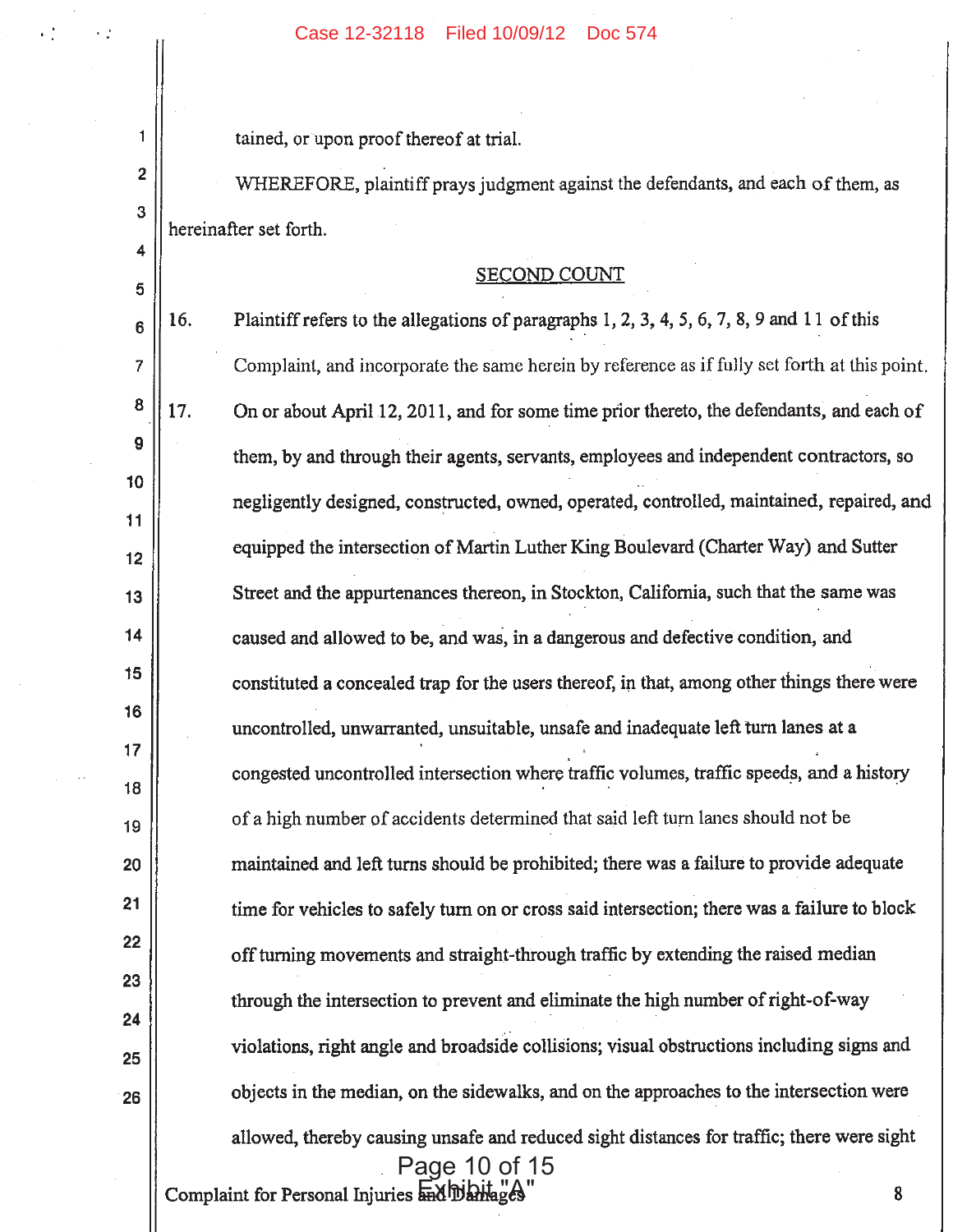tained, or upon proof thereof at trial.

WHEREFORE, plaintiff prays judgment against the defendants, and each of them, as hereinafter set forth.

## SECOND COUNT

16. Plaintiff refers to the allegations of paragraphs 1, 2, 3, 4, 5, 6, 7, 8, 9 and 11 of this Complaint, and incorporate the same herein by reference as if fully set forth at this point.

17. On or about April 12, 2011, and for some time prior thereto, the defendants, and each of them, by and through their agents, servants, employees and independent contractors, so negligently designed, constructed, owned, operated, controlled, maintained, repaired, and equipped the intersection of Martin Luther King Boulevard (Charter Way) and Sutter Street and the appurtenances thereon, in Stockton, California, such that the same was caused and allowed to be, and was, in a dangerous and defective condition, and constituted a concealed trap for the users thereof, in that, among other things there were uncontrolled, unwarranted, unsuitable, unsafe and inadequate left turn lanes at a congested uncontrolled intersection where traffic volumes, traffic speeds, and a history of a high number of accidents determined that said left turn lanes should not be maintained and left turns should be prohibited; there was a failure to provide adequate time for vehicles to safely turn on or cross said intersection; there was a failure to block off turning movements and straight-through traffic by extending the raised median through the intersection to prevent and eliminate the high number of right-of-way violations, right angle and broadside collisions; visual obstructions including signs and objects in the median, on the sidewalks, and on the approaches to the intersection were allowed, thereby causing unsafe and reduced sight distances for traffic; there were sight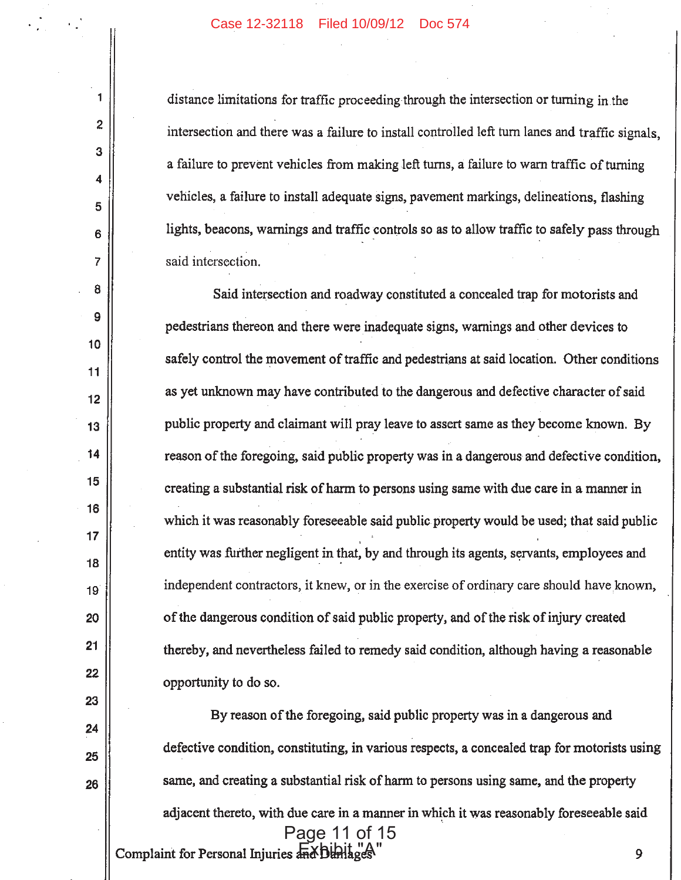distance limitations for traffic proceeding through the intersection or turning in the intersection and there was a failure to install controlled left turn lanes and traffic signals, a failure to prevent vehicles from making left turns, a failure to warn traffic of turning vehicles, a failure to install adequate signs, pavement markings, delineations, flashing lights, beacons, warnings and traffic controls so as to allow traffic to safely pass through said intersection.

Said intersection and roadway constituted a concealed trap for motorists and pedestrians thereon and there were inadequate signs, warnings and other devices to safely control the movement of traffic and pedestrians at said location. Other conditions as yet unknown may have contributed to the dangerous and defective character of said public property and claimant will pray leave to assert same as they become known. By reason of the foregoing, said public property was in a dangerous and defective condition, creating a substantial risk of harm to persons using same with due care in a manner in which it was reasonably foreseeable said public property would be used; that said public entity was further negligent in that, by and through its agents, servants, employees and independent contractors, it knew, or in the exercise of ordinary care should have known, of the dangerous condition of said public property, and of the risk of injury created thereby, and nevertheless failed to remedy said condition, although having a reasonable opportunity to do so.

By reason of the foregoing, said public property was in a dangerous and defective condition, constituting, in various respects, a concealed trap for motorists using same, and creating a substantial risk of harm to persons using same, and the property adjacent thereto, with due care in a manner in which it was reasonably foreseeable said

Exhibit "A"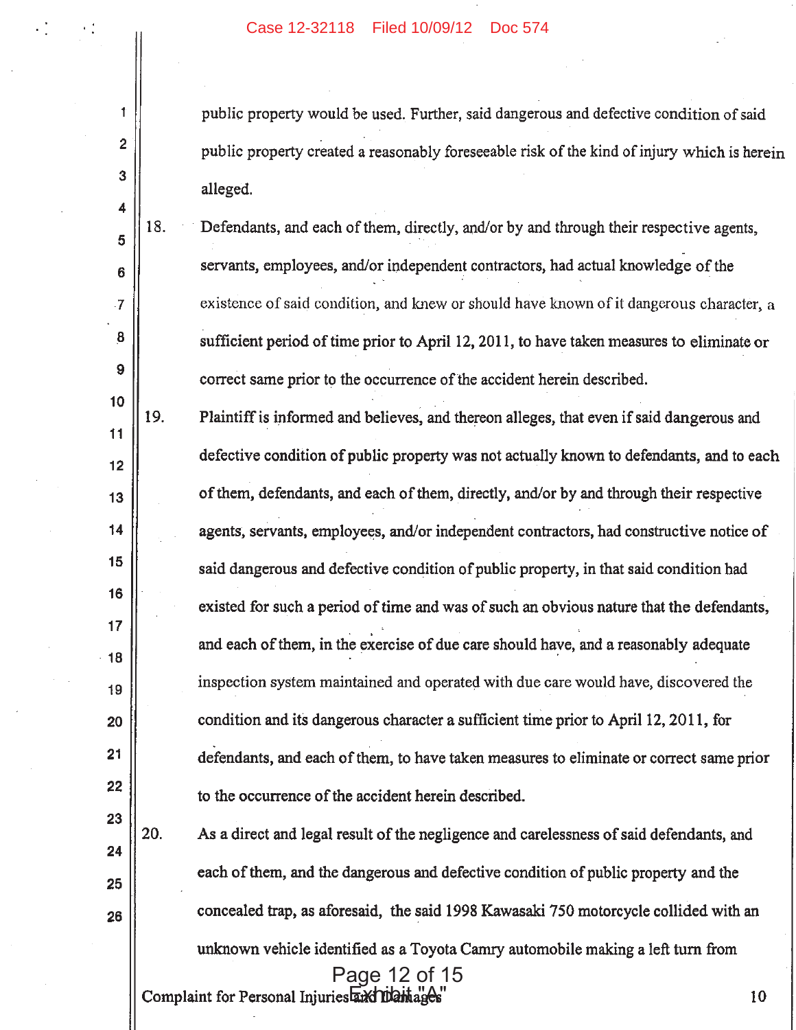public property would be used. Further, said dangerous and defective condition of said public property created a reasonably foreseeable risk of the kind of injury which is herein alleged.

18. Defendants, and each of them, directly, and/or by and through their respective agents, servants, employees, and/or independent contractors, had actual knowledge of the existence of said condition, and knew or should have known of it dangerous character, a sufficient period of time prior to April 12, 2011, to have taken measures to eliminate or correct same prior to the occurrence of the accident herein described.

19. Plaintiff is informed and believes, and thereon alleges, that even if said dangerous and defective condition of public property was not actually known to defendants, and to each of them, defendants, and each of them, directly, and/or by and through their respective agents, servants, employees, and/or independent contractors, had constructive notice of said dangerous and defective condition of public property, in that said condition had existed for such a period of time and was of such an obvious nature that the defendants, and each of them, in the exercise of due care should have, and a reasonably adequate inspection system maintained and operated with due care would have, discovered the condition and its dangerous character a sufficient time prior to April 12, 2011, for defendants, and each of them, to have taken measures to eliminate or correct same prior to the occurrence of the accident herein described.

20. As a direct and legal result of the negligence and carelessness of said defendants, and each of them, and the dangerous and defective condition of public property and the concealed trap, as aforesaid, the said 1998 Kawasaki 750 motorcycle collided with an unknown vehicle identified as a Toyota Camry automobile making a left turn from

Complaint for Personal Injuries and Damages

Exhibit "A"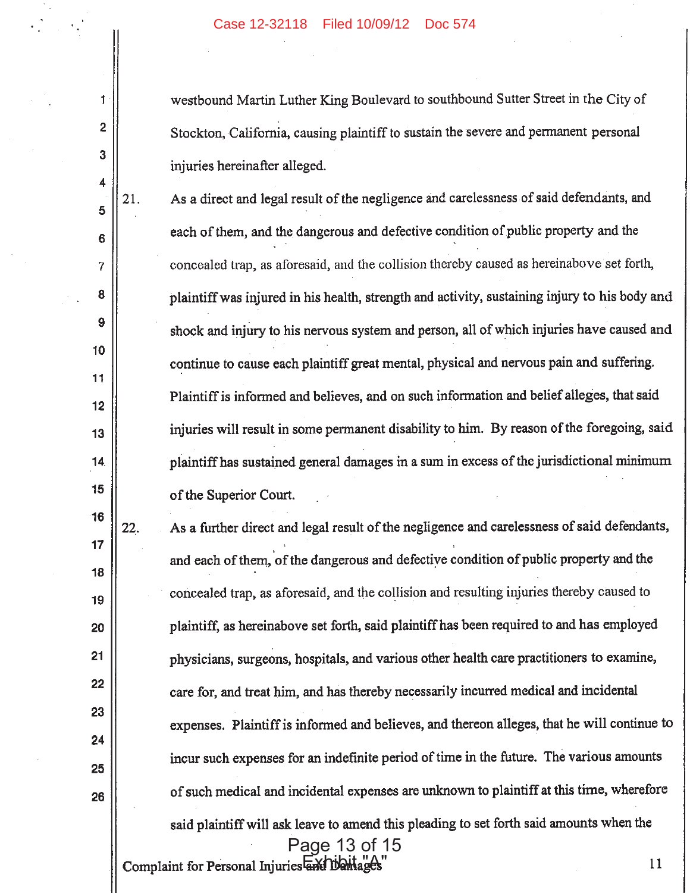westbound Martin Luther King Boulevard to southbound Sutter Street in the City of Stockton, California, causing plaintiff to sustain the severe and permanent personal injuries hereinafter alleged.

21. As a direct and legal result of the negligence and carelessness of said defendants, and each of them, and the dangerous and defective condition of public property and the concealed trap, as aforesaid, and the collision thereby caused as hereinabove set forth, plaintiff was injured in his health, strength and activity, sustaining injury to his body and shock and injury to his nervous system and person, all of which injuries have caused and continue to cause each plaintiff great mental, physical and nervous pain and suffering. Plaintiff is informed and believes, and on such information and belief alleges, that said injuries will result in some permanent disability to him. By reason of the foregoing, said plaintiff has sustained general damages in a sum in excess of the jurisdictional minimum of the Superior Court.

22. As a further direct and legal result of the negligence and carelessness of said defendants, and each of them, of the dangerous and defective condition of public property and the concealed trap, as aforesaid, and the collision and resulting injuries thereby caused to plaintiff, as hereinabove set forth, said plaintiff has been required to and has employed physicians, surgeons, hospitals, and various other health care practitioners to examine, care for, and treat him, and has thereby necessarily incurred medical and incidental expenses. Plaintiff is informed and believes, and thereon alleges, that he will continue to incur such expenses for an indefinite period of time in the future. The various amounts of such medical and incidental expenses are unknown to plaintiff at this time, wherefore said plaintiff will ask leave to amend this pleading to set forth said amounts when the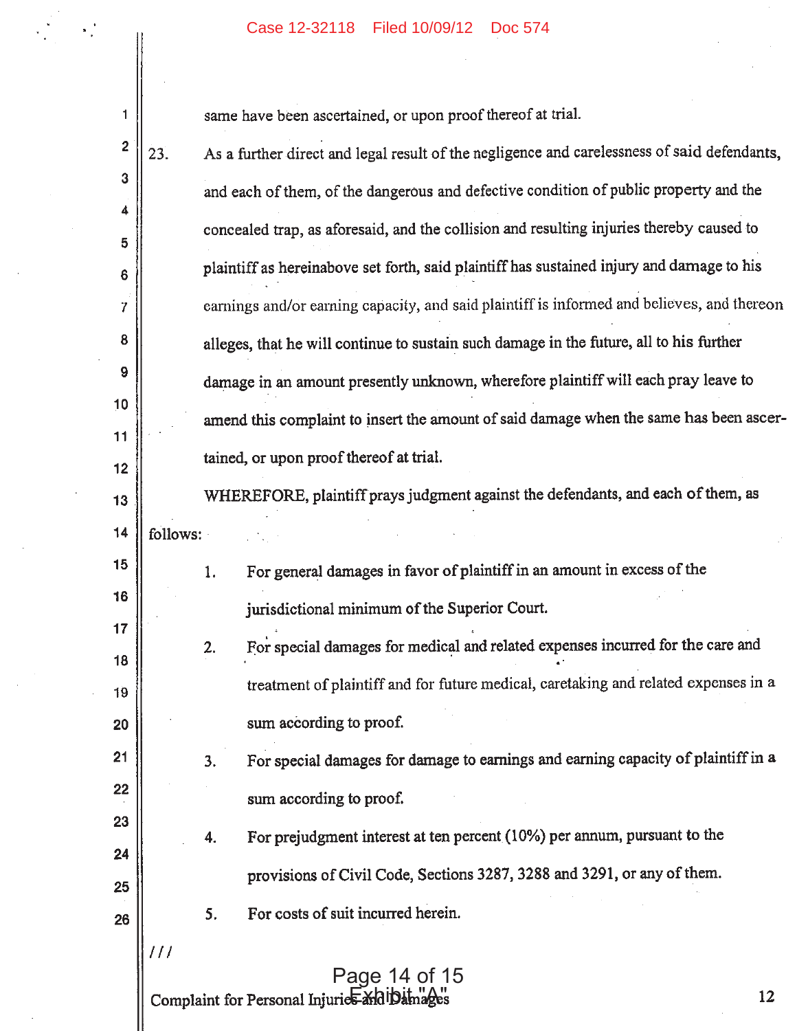same have been ascertained, or upon proof thereof at trial.

23. As a further direct and legal result of the negligence and carelessness of said defendants, and each of them, of the dangerous and defective condition of public property and the concealed trap, as aforesaid, and the collision and resulting injuries thereby caused to plaintiff as hereinabove set forth, said plaintiff has sustained injury and damage to his earnings and/or earning capacity, and said plaintiff is informed and believes, and thereon alleges, that he will continue to sustain such damage in the future, all to his further damage in an amount presently unknown, wherefore plaintiff will each pray leave to amend this complaint to insert the amount of said damage when the same has been ascertained, or upon proof thereof at trial.

WHEREFORE, plaintiff prays judgment against the defendants, and each of them, as follows:

1. For general damages in favor of plaintiff in an amount in excess of the jurisdictional minimum of the Superior Court.
2. For special damages for medical and related expenses incurred for the care and treatment of plaintiff and for future medical, caretaking and related expenses in a sum according to proof.
3. For special damages for damage to earnings and earning capacity of plaintiff in a sum according to proof.
4. For prejudgment interest at ten percent (10%) per annum, pursuant to the provisions of Civil Code, Sections 3287, 3288 and 3291, or any of them.
5. For costs of suit incurred herein.

///

Exhibit "A"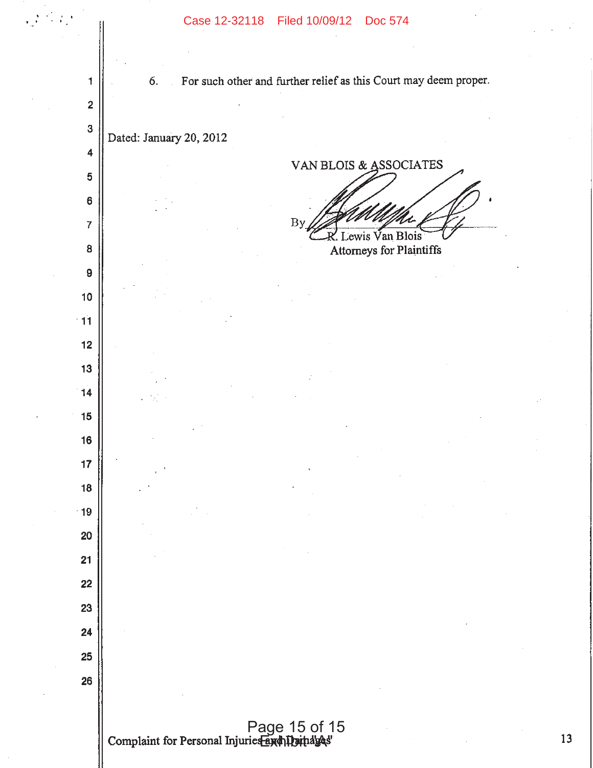6. For such other and further relief as this Court may deem proper.

Dated: January 20, 2012

VAN BLOIS & ASSOCIATES

By ______________________
R. Lewis Van Blois
Attorneys for Plaintiffs

Complaint for Personal Injuries and Damages

Exhibit "A"